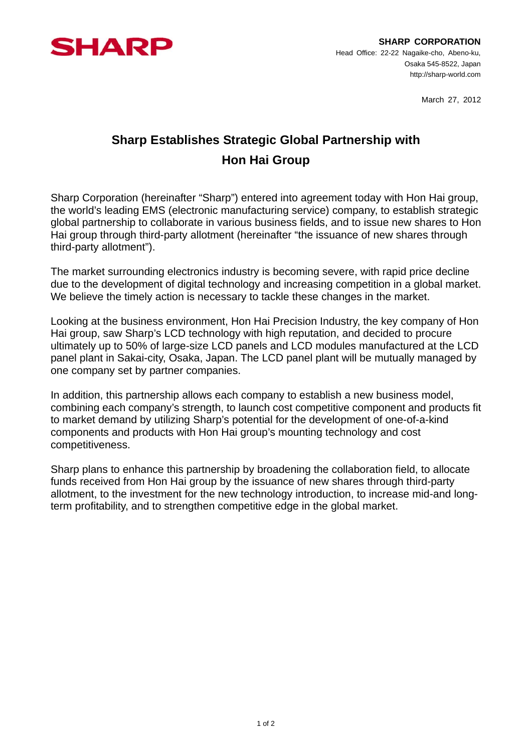SHARP

**SHARP CORPORATION**
Head Office: 22-22 Nagaike-cho, Abeno-ku,
Osaka 545-8522, Japan
http://sharp-world.com

March 27, 2012

# Sharp Establishes Strategic Global Partnership with Hon Hai Group

Sharp Corporation (hereinafter "Sharp") entered into agreement today with Hon Hai group, the world's leading EMS (electronic manufacturing service) company, to establish strategic global partnership to collaborate in various business fields, and to issue new shares to Hon Hai group through third-party allotment (hereinafter "the issuance of new shares through third-party allotment").

The market surrounding electronics industry is becoming severe, with rapid price decline due to the development of digital technology and increasing competition in a global market. We believe the timely action is necessary to tackle these changes in the market.

Looking at the business environment, Hon Hai Precision Industry, the key company of Hon Hai group, saw Sharp's LCD technology with high reputation, and decided to procure ultimately up to 50% of large-size LCD panels and LCD modules manufactured at the LCD panel plant in Sakai-city, Osaka, Japan. The LCD panel plant will be mutually managed by one company set by partner companies.

In addition, this partnership allows each company to establish a new business model, combining each company's strength, to launch cost competitive component and products fit to market demand by utilizing Sharp's potential for the development of one-of-a-kind components and products with Hon Hai group's mounting technology and cost competitiveness.

Sharp plans to enhance this partnership by broadening the collaboration field, to allocate funds received from Hon Hai group by the issuance of new shares through third-party allotment, to the investment for the new technology introduction, to increase mid-and long-term profitability, and to strengthen competitive edge in the global market.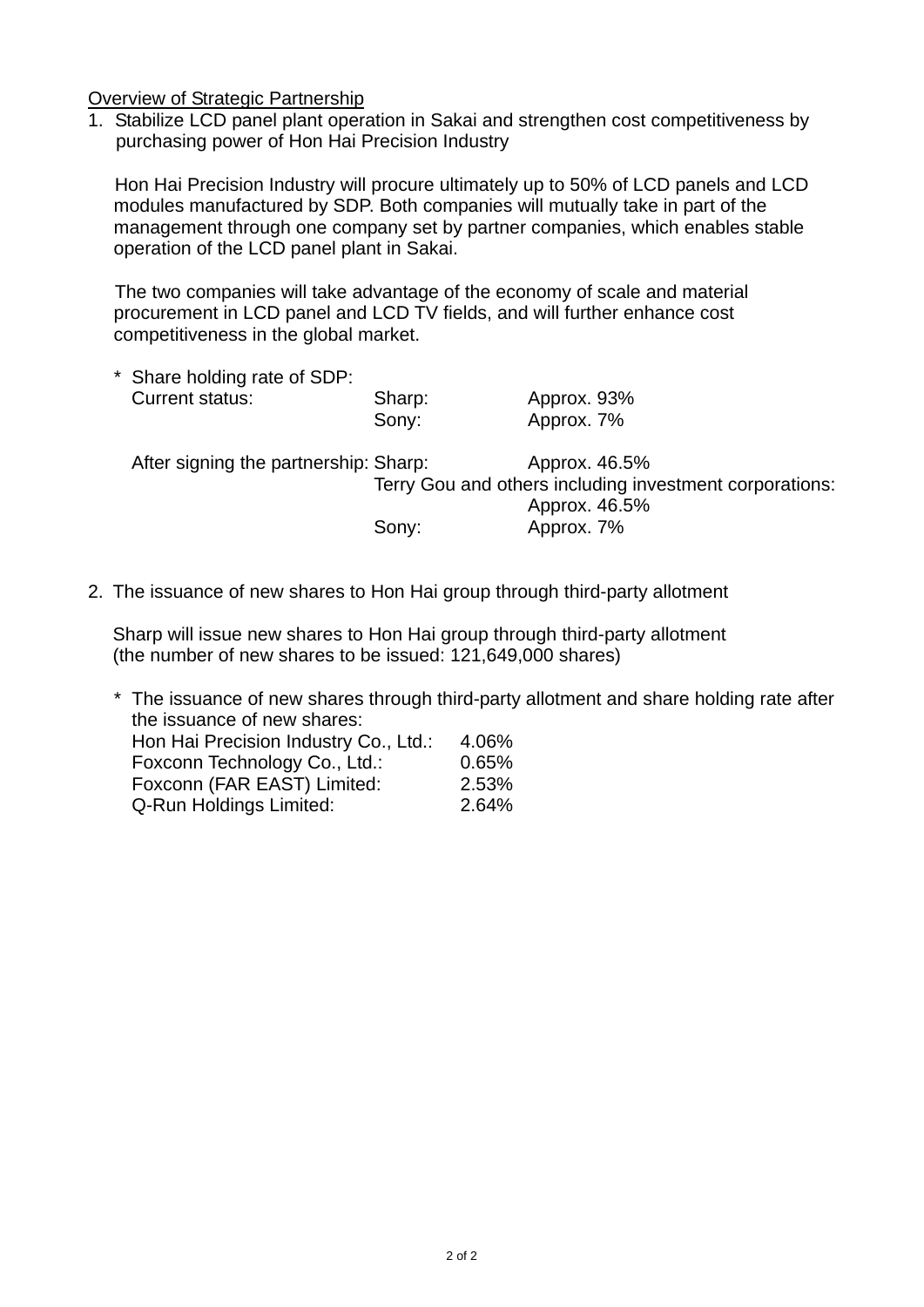<u>Overview of Strategic Partnership</u>

1. Stabilize LCD panel plant operation in Sakai and strengthen cost competitiveness by purchasing power of Hon Hai Precision Industry

   Hon Hai Precision Industry will procure ultimately up to 50% of LCD panels and LCD modules manufactured by SDP. Both companies will mutually take in part of the management through one company set by partner companies, which enables stable operation of the LCD panel plant in Sakai.

   The two companies will take advantage of the economy of scale and material procurement in LCD panel and LCD TV fields, and will further enhance cost competitiveness in the global market.

   \* Share holding rate of SDP:

   | | | |
   |---|---|---|
   | Current status: | Sharp: | Approx. 93% |
   | | Sony: | Approx. 7% |
   | After signing the partnership: | Sharp: | Approx. 46.5% |
   | | Terry Gou and others including investment corporations: | Approx. 46.5% |
   | | Sony: | Approx. 7% |

2. The issuance of new shares to Hon Hai group through third-party allotment

   Sharp will issue new shares to Hon Hai group through third-party allotment (the number of new shares to be issued: 121,649,000 shares)

   \* The issuance of new shares through third-party allotment and share holding rate after the issuance of new shares:

   | | |
   |---|---|
   | Hon Hai Precision Industry Co., Ltd.: | 4.06% |
   | Foxconn Technology Co., Ltd.: | 0.65% |
   | Foxconn (FAR EAST) Limited: | 2.53% |
   | Q-Run Holdings Limited: | 2.64% |